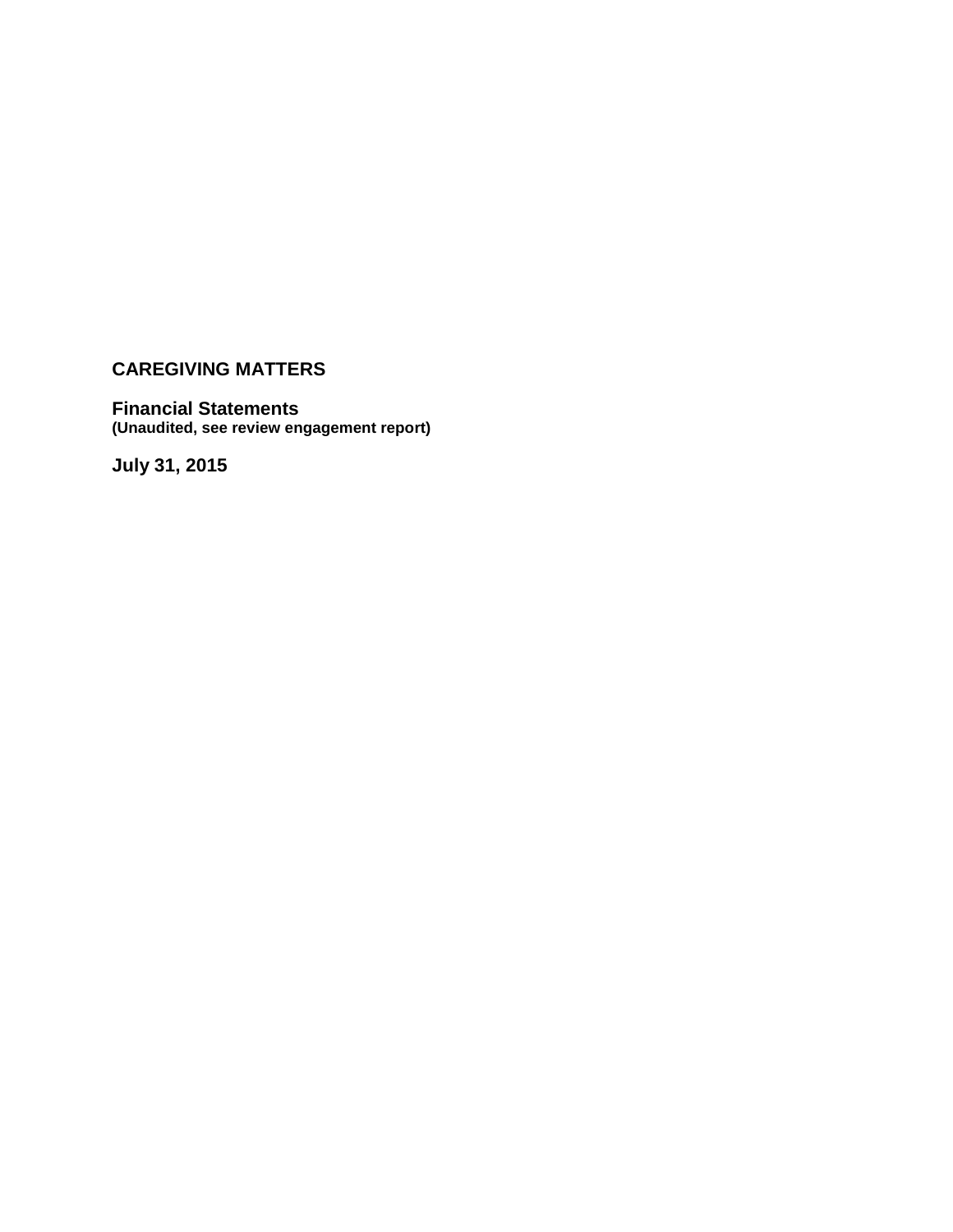# CAREGIVING MATTERS

## Financial Statements
**(Unaudited, see review engagement report)**

## July 31, 2015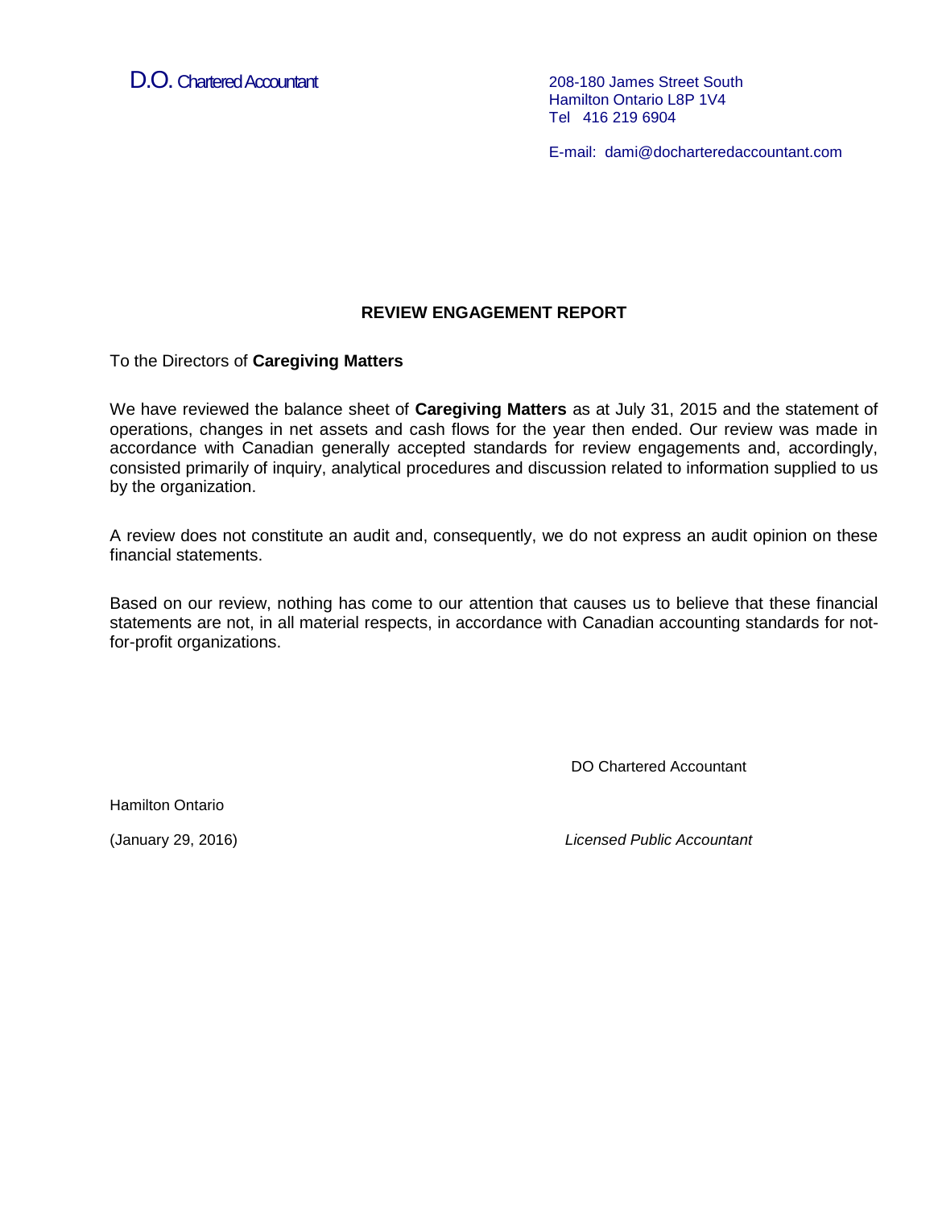D.O. Chartered Accountant

208-180 James Street South
Hamilton Ontario L8P 1V4
Tel 416 219 6904

E-mail: dami@docharteredaccountant.com

## REVIEW ENGAGEMENT REPORT

To the Directors of **Caregiving Matters**

We have reviewed the balance sheet of **Caregiving Matters** as at July 31, 2015 and the statement of operations, changes in net assets and cash flows for the year then ended. Our review was made in accordance with Canadian generally accepted standards for review engagements and, accordingly, consisted primarily of inquiry, analytical procedures and discussion related to information supplied to us by the organization.

A review does not constitute an audit and, consequently, we do not express an audit opinion on these financial statements.

Based on our review, nothing has come to our attention that causes us to believe that these financial statements are not, in all material respects, in accordance with Canadian accounting standards for not-for-profit organizations.

DO Chartered Accountant

Hamilton Ontario

(January 29, 2016)

*Licensed Public Accountant*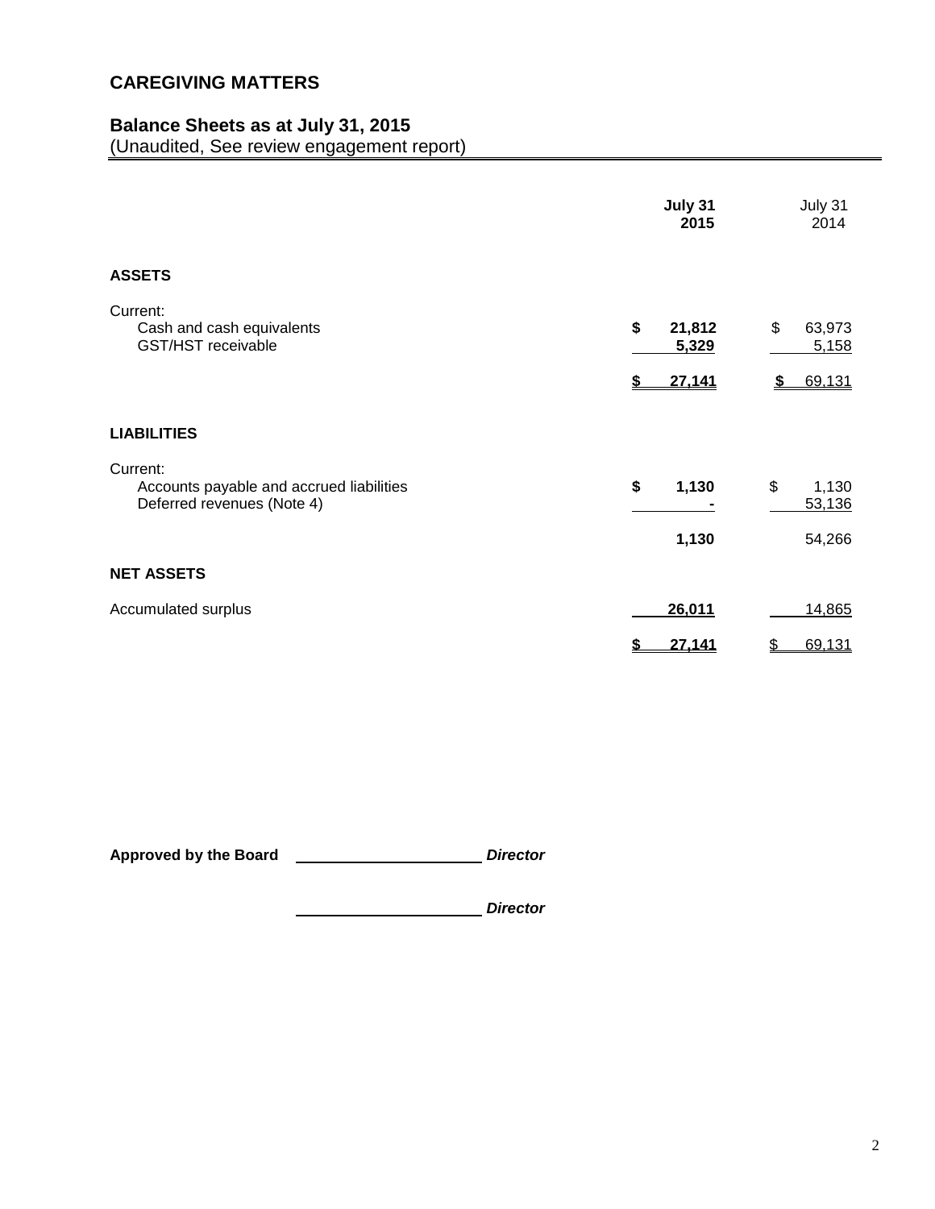# CAREGIVING MATTERS

## Balance Sheets as at July 31, 2015

(Unaudited, See review engagement report)

| | **July 31 2015** | July 31 2014 |
|---|---|---|
| **ASSETS** | | |
| Current: | | |
| Cash and cash equivalents | **$ 21,812** | $ 63,973 |
| GST/HST receivable | **5,329** | 5,158 |
| | **$ 27,141** | **$ 69,131** |
| **LIABILITIES** | | |
| Current: | | |
| Accounts payable and accrued liabilities | **$ 1,130** | $ 1,130 |
| Deferred revenues (Note 4) | **-** | 53,136 |
| | **1,130** | 54,266 |
| **NET ASSETS** | | |
| Accumulated surplus | **26,011** | 14,865 |
| | **$ 27,141** | $ 69,131 |

**Approved by the Board** \_\_\_\_\_\_\_\_\_\_\_\_\_\_\_\_\_\_\_\_ ***Director***

\_\_\_\_\_\_\_\_\_\_\_\_\_\_\_\_\_\_\_\_ ***Director***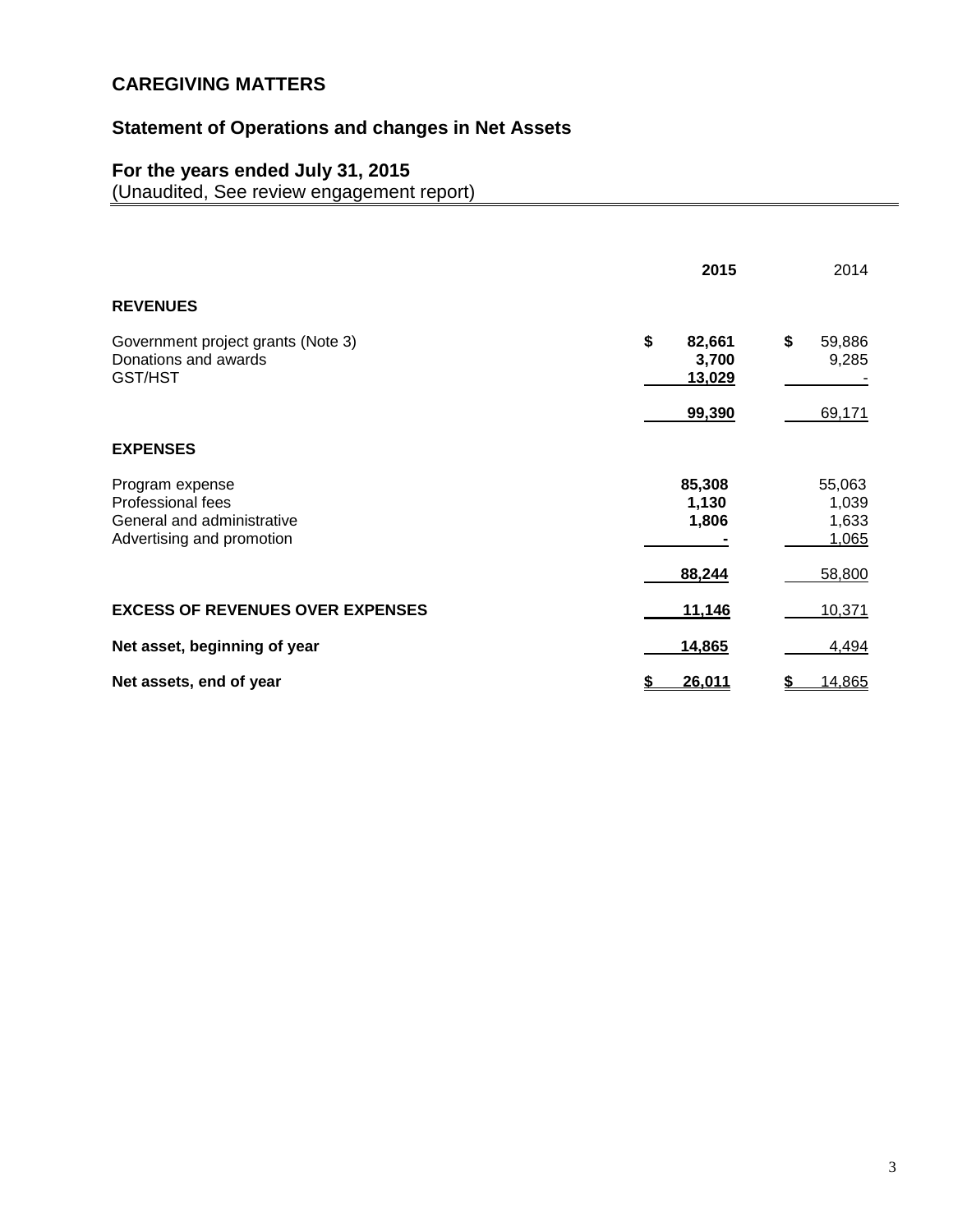# CAREGIVING MATTERS

## Statement of Operations and changes in Net Assets

## For the years ended July 31, 2015

(Unaudited, See review engagement report)

| | 2015 | 2014 |
|---|---|---|
| **REVENUES** | | |
| Government project grants (Note 3) | $ 82,661 | $ 59,886 |
| Donations and awards | 3,700 | 9,285 |
| GST/HST | 13,029 | - |
| | 99,390 | 69,171 |
| **EXPENSES** | | |
| Program expense | 85,308 | 55,063 |
| Professional fees | 1,130 | 1,039 |
| General and administrative | 1,806 | 1,633 |
| Advertising and promotion | - | 1,065 |
| | 88,244 | 58,800 |
| **EXCESS OF REVENUES OVER EXPENSES** | 11,146 | 10,371 |
| **Net asset, beginning of year** | 14,865 | 4,494 |
| **Net assets, end of year** | $ 26,011 | $ 14,865 |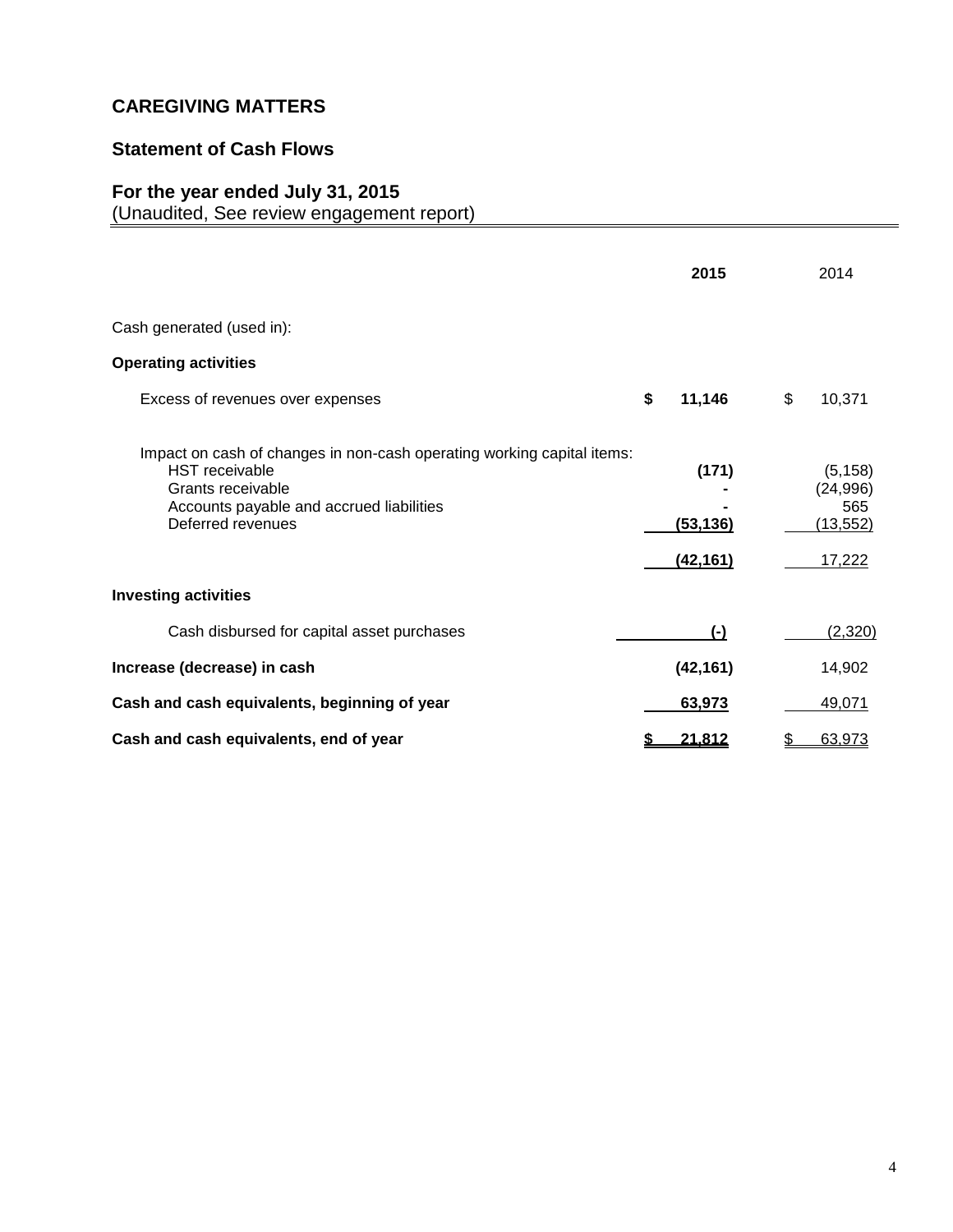# CAREGIVING MATTERS

## Statement of Cash Flows

### For the year ended July 31, 2015

(Unaudited, See review engagement report)

| | 2015 | 2014 |
|---|---|---|
| Cash generated (used in): | | |
| **Operating activities** | | |
| Excess of revenues over expenses | **$ 11,146** | $ 10,371 |
| Impact on cash of changes in non-cash operating working capital items: | | |
| HST receivable | **(171)** | (5,158) |
| Grants receivable | **-** | (24,996) |
| Accounts payable and accrued liabilities | **-** | 565 |
| Deferred revenues | **(53,136)** | (13,552) |
| | **(42,161)** | 17,222 |
| **Investing activities** | | |
| Cash disbursed for capital asset purchases | **(-)** | (2,320) |
| **Increase (decrease) in cash** | **(42,161)** | 14,902 |
| **Cash and cash equivalents, beginning of year** | **63,973** | 49,071 |
| **Cash and cash equivalents, end of year** | **$ 21,812** | $ 63,973 |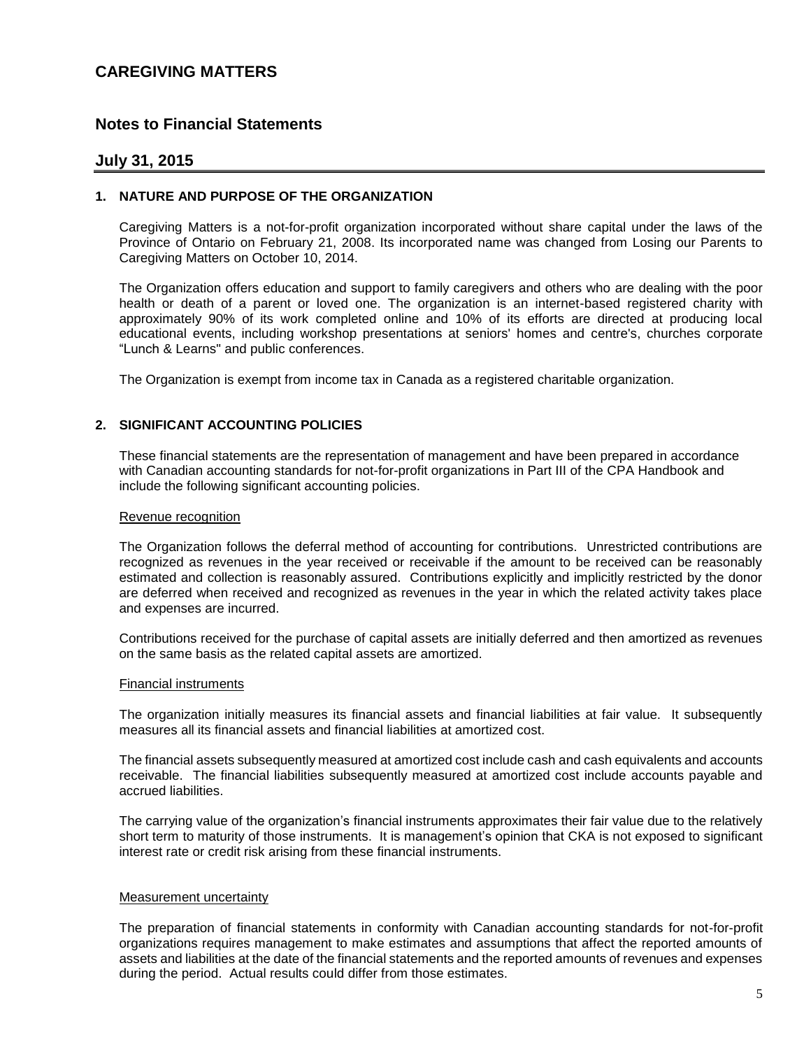# CAREGIVING MATTERS

## Notes to Financial Statements

## July 31, 2015

### 1. NATURE AND PURPOSE OF THE ORGANIZATION

Caregiving Matters is a not-for-profit organization incorporated without share capital under the laws of the Province of Ontario on February 21, 2008. Its incorporated name was changed from Losing our Parents to Caregiving Matters on October 10, 2014.

The Organization offers education and support to family caregivers and others who are dealing with the poor health or death of a parent or loved one. The organization is an internet-based registered charity with approximately 90% of its work completed online and 10% of its efforts are directed at producing local educational events, including workshop presentations at seniors' homes and centre's, churches corporate "Lunch & Learns" and public conferences.

The Organization is exempt from income tax in Canada as a registered charitable organization.

### 2. SIGNIFICANT ACCOUNTING POLICIES

These financial statements are the representation of management and have been prepared in accordance with Canadian accounting standards for not-for-profit organizations in Part III of the CPA Handbook and include the following significant accounting policies.

#### Revenue recognition

The Organization follows the deferral method of accounting for contributions. Unrestricted contributions are recognized as revenues in the year received or receivable if the amount to be received can be reasonably estimated and collection is reasonably assured. Contributions explicitly and implicitly restricted by the donor are deferred when received and recognized as revenues in the year in which the related activity takes place and expenses are incurred.

Contributions received for the purchase of capital assets are initially deferred and then amortized as revenues on the same basis as the related capital assets are amortized.

#### Financial instruments

The organization initially measures its financial assets and financial liabilities at fair value. It subsequently measures all its financial assets and financial liabilities at amortized cost.

The financial assets subsequently measured at amortized cost include cash and cash equivalents and accounts receivable. The financial liabilities subsequently measured at amortized cost include accounts payable and accrued liabilities.

The carrying value of the organization's financial instruments approximates their fair value due to the relatively short term to maturity of those instruments. It is management's opinion that CKA is not exposed to significant interest rate or credit risk arising from these financial instruments.

#### Measurement uncertainty

The preparation of financial statements in conformity with Canadian accounting standards for not-for-profit organizations requires management to make estimates and assumptions that affect the reported amounts of assets and liabilities at the date of the financial statements and the reported amounts of revenues and expenses during the period. Actual results could differ from those estimates.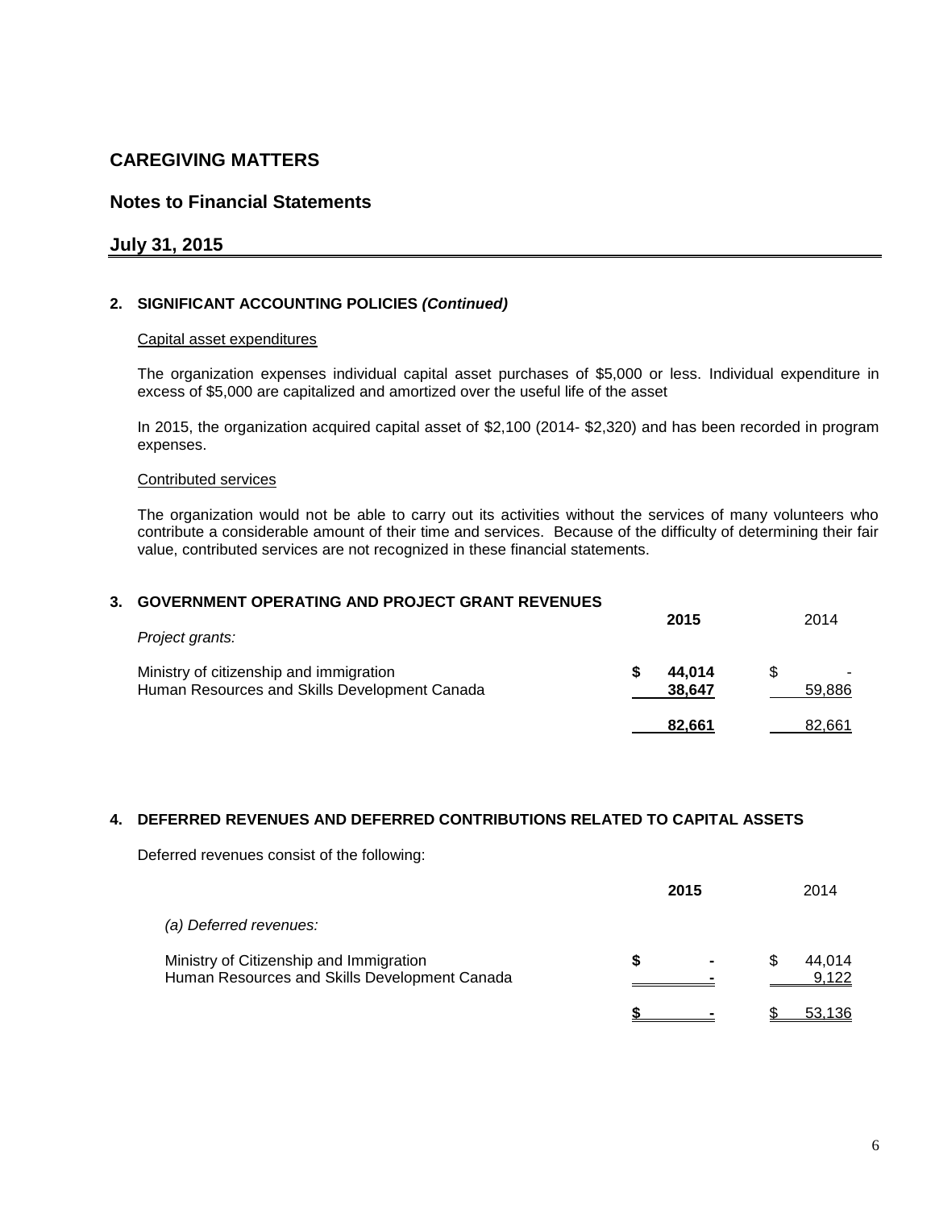# CAREGIVING MATTERS

## Notes to Financial Statements

## July 31, 2015

### 2. SIGNIFICANT ACCOUNTING POLICIES *(Continued)*

Capital asset expenditures

The organization expenses individual capital asset purchases of $5,000 or less. Individual expenditure in excess of $5,000 are capitalized and amortized over the useful life of the asset

In 2015, the organization acquired capital asset of $2,100 (2014- $2,320) and has been recorded in program expenses.

Contributed services

The organization would not be able to carry out its activities without the services of many volunteers who contribute a considerable amount of their time and services. Because of the difficulty of determining their fair value, contributed services are not recognized in these financial statements.

### 3. GOVERNMENT OPERATING AND PROJECT GRANT REVENUES

| | 2015 | 2014 |
|---|---|---|
| *Project grants:* | | |
| Ministry of citizenship and immigration | $ 44,014 | $ - |
| Human Resources and Skills Development Canada | 38,647 | 59,886 |
| | 82,661 | 82,661 |

### 4. DEFERRED REVENUES AND DEFERRED CONTRIBUTIONS RELATED TO CAPITAL ASSETS

Deferred revenues consist of the following:

| | 2015 | 2014 |
|---|---|---|
| *(a) Deferred revenues:* | | |
| Ministry of Citizenship and Immigration | $ - | $ 44,014 |
| Human Resources and Skills Development Canada | - | 9,122 |
| | $ - | $ 53,136 |